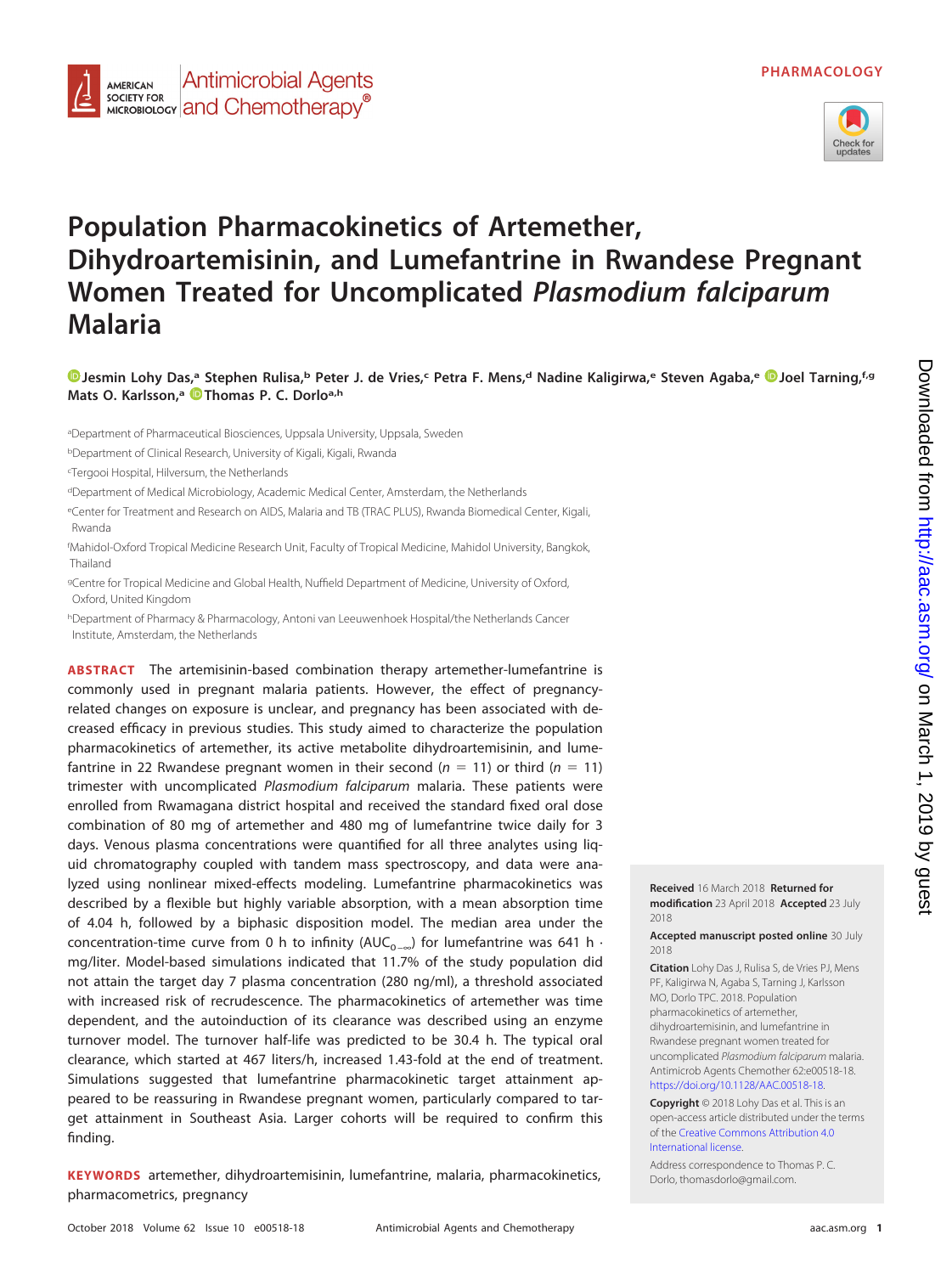PHARMACOLOGY

# Population Pharmacokinetics of Artemether, Dihydroartemisinin, and Lumefantrine in Rwandese Pregnant Women Treated for Uncomplicated *Plasmodium falciparum* Malaria

**Jesmin Lohy Das,[a] Stephen Rulisa,[b] Peter J. de Vries,[c] Petra F. Mens,[d] Nadine Kaligirwa,[e] Steven Agaba,[e] Joel Tarning,[f,g] Mats O. Karlsson,[a] Thomas P. C. Dorlo[a,h]**

[a]Department of Pharmaceutical Biosciences, Uppsala University, Uppsala, Sweden

[b]Department of Clinical Research, University of Kigali, Kigali, Rwanda

[c]Tergooi Hospital, Hilversum, the Netherlands

[d]Department of Medical Microbiology, Academic Medical Center, Amsterdam, the Netherlands

[e]Center for Treatment and Research on AIDS, Malaria and TB (TRAC PLUS), Rwanda Biomedical Center, Kigali, Rwanda

[f]Mahidol-Oxford Tropical Medicine Research Unit, Faculty of Tropical Medicine, Mahidol University, Bangkok, Thailand

[g]Centre for Tropical Medicine and Global Health, Nuffield Department of Medicine, University of Oxford, Oxford, United Kingdom

[h]Department of Pharmacy & Pharmacology, Antoni van Leeuwenhoek Hospital/the Netherlands Cancer Institute, Amsterdam, the Netherlands

**ABSTRACT** The artemisinin-based combination therapy artemether-lumefantrine is commonly used in pregnant malaria patients. However, the effect of pregnancy-related changes on exposure is unclear, and pregnancy has been associated with decreased efficacy in previous studies. This study aimed to characterize the population pharmacokinetics of artemether, its active metabolite dihydroartemisinin, and lumefantrine in 22 Rwandese pregnant women in their second ($n = 11$) or third ($n = 11$) trimester with uncomplicated *Plasmodium falciparum* malaria. These patients were enrolled from Rwamagana district hospital and received the standard fixed oral dose combination of 80 mg of artemether and 480 mg of lumefantrine twice daily for 3 days. Venous plasma concentrations were quantified for all three analytes using liquid chromatography coupled with tandem mass spectroscopy, and data were analyzed using nonlinear mixed-effects modeling. Lumefantrine pharmacokinetics was described by a flexible but highly variable absorption, with a mean absorption time of 4.04 h, followed by a biphasic disposition model. The median area under the concentration-time curve from 0 h to infinity ($AUC_{0-\infty}$) for lumefantrine was 641 h · mg/liter. Model-based simulations indicated that 11.7% of the study population did not attain the target day 7 plasma concentration (280 ng/ml), a threshold associated with increased risk of recrudescence. The pharmacokinetics of artemether was time dependent, and the autoinduction of its clearance was described using an enzyme turnover model. The turnover half-life was predicted to be 30.4 h. The typical oral clearance, which started at 467 liters/h, increased 1.43-fold at the end of treatment. Simulations suggested that lumefantrine pharmacokinetic target attainment appeared to be reassuring in Rwandese pregnant women, particularly compared to target attainment in Southeast Asia. Larger cohorts will be required to confirm this finding.

**KEYWORDS** artemether, dihydroartemisinin, lumefantrine, malaria, pharmacokinetics, pharmacometrics, pregnancy

**Received** 16 March 2018 **Returned for modification** 23 April 2018 **Accepted** 23 July 2018

**Accepted manuscript posted online** 30 July 2018

**Citation** Lohy Das J, Rulisa S, de Vries PJ, Mens PF, Kaligirwa N, Agaba S, Tarning J, Karlsson MO, Dorlo TPC. 2018. Population pharmacokinetics of artemether, dihydroartemisinin, and lumefantrine in Rwandese pregnant women treated for uncomplicated *Plasmodium falciparum* malaria. Antimicrob Agents Chemother 62:e00518-18. https://doi.org/10.1128/AAC.00518-18.

**Copyright** © 2018 Lohy Das et al. This is an open-access article distributed under the terms of the Creative Commons Attribution 4.0 International license.

Address correspondence to Thomas P. C. Dorlo, thomasdorlo@gmail.com.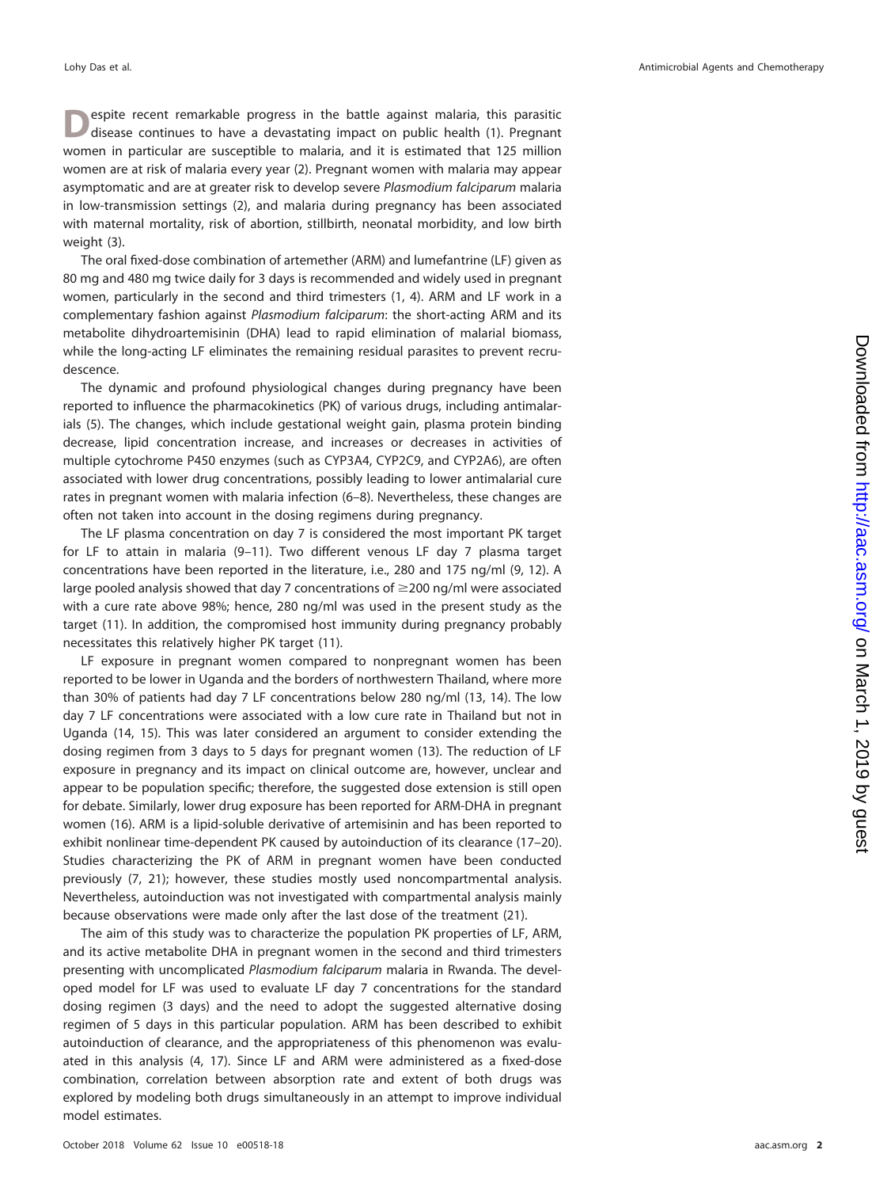Despite recent remarkable progress in the battle against malaria, this parasitic disease continues to have a devastating impact on public health (1). Pregnant women in particular are susceptible to malaria, and it is estimated that 125 million women are at risk of malaria every year (2). Pregnant women with malaria may appear asymptomatic and are at greater risk to develop severe *Plasmodium falciparum* malaria in low-transmission settings (2), and malaria during pregnancy has been associated with maternal mortality, risk of abortion, stillbirth, neonatal morbidity, and low birth weight (3).

The oral fixed-dose combination of artemether (ARM) and lumefantrine (LF) given as 80 mg and 480 mg twice daily for 3 days is recommended and widely used in pregnant women, particularly in the second and third trimesters (1, 4). ARM and LF work in a complementary fashion against *Plasmodium falciparum*: the short-acting ARM and its metabolite dihydroartemisinin (DHA) lead to rapid elimination of malarial biomass, while the long-acting LF eliminates the remaining residual parasites to prevent recrudescence.

The dynamic and profound physiological changes during pregnancy have been reported to influence the pharmacokinetics (PK) of various drugs, including antimalarials (5). The changes, which include gestational weight gain, plasma protein binding decrease, lipid concentration increase, and increases or decreases in activities of multiple cytochrome P450 enzymes (such as CYP3A4, CYP2C9, and CYP2A6), are often associated with lower drug concentrations, possibly leading to lower antimalarial cure rates in pregnant women with malaria infection (6–8). Nevertheless, these changes are often not taken into account in the dosing regimens during pregnancy.

The LF plasma concentration on day 7 is considered the most important PK target for LF to attain in malaria (9–11). Two different venous LF day 7 plasma target concentrations have been reported in the literature, i.e., 280 and 175 ng/ml (9, 12). A large pooled analysis showed that day 7 concentrations of ≥200 ng/ml were associated with a cure rate above 98%; hence, 280 ng/ml was used in the present study as the target (11). In addition, the compromised host immunity during pregnancy probably necessitates this relatively higher PK target (11).

LF exposure in pregnant women compared to nonpregnant women has been reported to be lower in Uganda and the borders of northwestern Thailand, where more than 30% of patients had day 7 LF concentrations below 280 ng/ml (13, 14). The low day 7 LF concentrations were associated with a low cure rate in Thailand but not in Uganda (14, 15). This was later considered an argument to consider extending the dosing regimen from 3 days to 5 days for pregnant women (13). The reduction of LF exposure in pregnancy and its impact on clinical outcome are, however, unclear and appear to be population specific; therefore, the suggested dose extension is still open for debate. Similarly, lower drug exposure has been reported for ARM-DHA in pregnant women (16). ARM is a lipid-soluble derivative of artemisinin and has been reported to exhibit nonlinear time-dependent PK caused by autoinduction of its clearance (17–20). Studies characterizing the PK of ARM in pregnant women have been conducted previously (7, 21); however, these studies mostly used noncompartmental analysis. Nevertheless, autoinduction was not investigated with compartmental analysis mainly because observations were made only after the last dose of the treatment (21).

The aim of this study was to characterize the population PK properties of LF, ARM, and its active metabolite DHA in pregnant women in the second and third trimesters presenting with uncomplicated *Plasmodium falciparum* malaria in Rwanda. The developed model for LF was used to evaluate LF day 7 concentrations for the standard dosing regimen (3 days) and the need to adopt the suggested alternative dosing regimen of 5 days in this particular population. ARM has been described to exhibit autoinduction of clearance, and the appropriateness of this phenomenon was evaluated in this analysis (4, 17). Since LF and ARM were administered as a fixed-dose combination, correlation between absorption rate and extent of both drugs was explored by modeling both drugs simultaneously in an attempt to improve individual model estimates.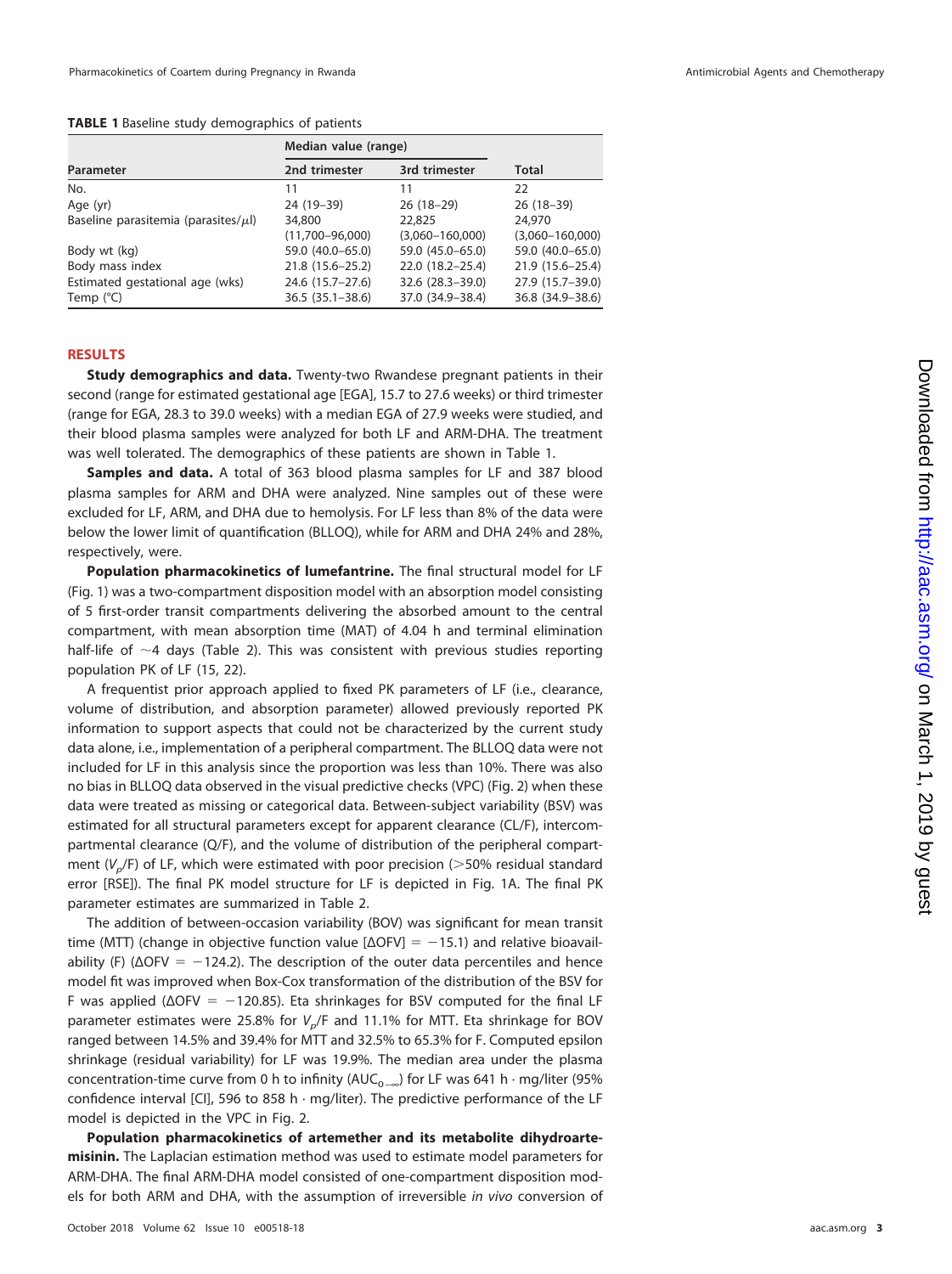**TABLE 1** Baseline study demographics of patients

| Parameter | Median value (range) | | |
|---|---|---|---|
| | 2nd trimester | 3rd trimester | Total |
| No. | 11 | 11 | 22 |
| Age (yr) | 24 (19–39) | 26 (18–29) | 26 (18–39) |
| Baseline parasitemia (parasites/$\mu$l) | 34,800 (11,700–96,000) | 22,825 (3,060–160,000) | 24,970 (3,060–160,000) |
| Body wt (kg) | 59.0 (40.0–65.0) | 59.0 (45.0–65.0) | 59.0 (40.0–65.0) |
| Body mass index | 21.8 (15.6–25.2) | 22.0 (18.2–25.4) | 21.9 (15.6–25.4) |
| Estimated gestational age (wks) | 24.6 (15.7–27.6) | 32.6 (28.3–39.0) | 27.9 (15.7–39.0) |
| Temp (°C) | 36.5 (35.1–38.6) | 37.0 (34.9–38.4) | 36.8 (34.9–38.6) |

## RESULTS

**Study demographics and data.** Twenty-two Rwandese pregnant patients in their second (range for estimated gestational age [EGA], 15.7 to 27.6 weeks) or third trimester (range for EGA, 28.3 to 39.0 weeks) with a median EGA of 27.9 weeks were studied, and their blood plasma samples were analyzed for both LF and ARM-DHA. The treatment was well tolerated. The demographics of these patients are shown in Table 1.

**Samples and data.** A total of 363 blood plasma samples for LF and 387 blood plasma samples for ARM and DHA were analyzed. Nine samples out of these were excluded for LF, ARM, and DHA due to hemolysis. For LF less than 8% of the data were below the lower limit of quantification (BLLOQ), while for ARM and DHA 24% and 28%, respectively, were.

**Population pharmacokinetics of lumefantrine.** The final structural model for LF (Fig. 1) was a two-compartment disposition model with an absorption model consisting of 5 first-order transit compartments delivering the absorbed amount to the central compartment, with mean absorption time (MAT) of 4.04 h and terminal elimination half-life of ~4 days (Table 2). This was consistent with previous studies reporting population PK of LF (15, 22).

A frequentist prior approach applied to fixed PK parameters of LF (i.e., clearance, volume of distribution, and absorption parameter) allowed previously reported PK information to support aspects that could not be characterized by the current study data alone, i.e., implementation of a peripheral compartment. The BLLOQ data were not included for LF in this analysis since the proportion was less than 10%. There was also no bias in BLLOQ data observed in the visual predictive checks (VPC) (Fig. 2) when these data were treated as missing or categorical data. Between-subject variability (BSV) was estimated for all structural parameters except for apparent clearance (CL/F), intercompartmental clearance (Q/F), and the volume of distribution of the peripheral compartment ($V_p$/F) of LF, which were estimated with poor precision (>50% residual standard error [RSE]). The final PK model structure for LF is depicted in Fig. 1A. The final PK parameter estimates are summarized in Table 2.

The addition of between-occasion variability (BOV) was significant for mean transit time (MTT) (change in objective function value [$\Delta$OFV] = −15.1) and relative bioavailability (F) ($\Delta$OFV = −124.2). The description of the outer data percentiles and hence model fit was improved when Box-Cox transformation of the distribution of the BSV for F was applied ($\Delta$OFV = −120.85). Eta shrinkages for BSV computed for the final LF parameter estimates were 25.8% for $V_p$/F and 11.1% for MTT. Eta shrinkage for BOV ranged between 14.5% and 39.4% for MTT and 32.5% to 65.3% for F. Computed epsilon shrinkage (residual variability) for LF was 19.9%. The median area under the plasma concentration-time curve from 0 h to infinity ($AUC_{0-\infty}$) for LF was 641 h · mg/liter (95% confidence interval [CI], 596 to 858 h · mg/liter). The predictive performance of the LF model is depicted in the VPC in Fig. 2.

**Population pharmacokinetics of artemether and its metabolite dihydroartemisinin.** The Laplacian estimation method was used to estimate model parameters for ARM-DHA. The final ARM-DHA model consisted of one-compartment disposition models for both ARM and DHA, with the assumption of irreversible *in vivo* conversion of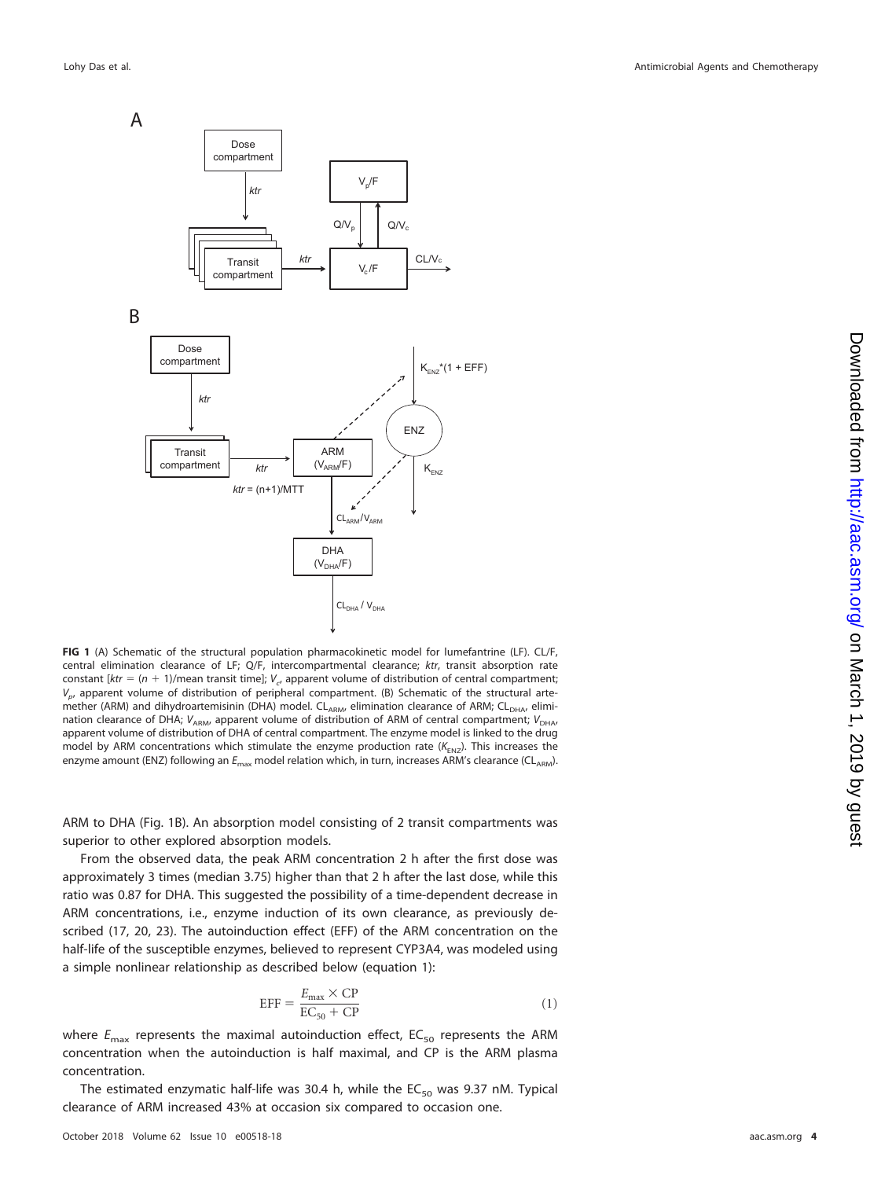**FIG 1** (A) Schematic of the structural population pharmacokinetic model for lumefantrine (LF). CL/F, central elimination clearance of LF; Q/F, intercompartmental clearance; *ktr*, transit absorption rate constant [$ktr = (n + 1)$/mean transit time]; $V_c$, apparent volume of distribution of central compartment; $V_p$, apparent volume of distribution of peripheral compartment. (B) Schematic of the structural artemether (ARM) and dihydroartemisinin (DHA) model. $CL_{ARM}$, elimination clearance of ARM; $CL_{DHA}$, elimination clearance of DHA; $V_{ARM}$, apparent volume of distribution of ARM of central compartment; $V_{DHA}$, apparent volume of distribution of DHA of central compartment. The enzyme model is linked to the drug model by ARM concentrations which stimulate the enzyme production rate ($K_{ENZ}$). This increases the enzyme amount (ENZ) following an $E_{max}$ model relation which, in turn, increases ARM's clearance ($CL_{ARM}$).

ARM to DHA (Fig. 1B). An absorption model consisting of 2 transit compartments was superior to other explored absorption models.

From the observed data, the peak ARM concentration 2 h after the first dose was approximately 3 times (median 3.75) higher than that 2 h after the last dose, while this ratio was 0.87 for DHA. This suggested the possibility of a time-dependent decrease in ARM concentrations, i.e., enzyme induction of its own clearance, as previously described (17, 20, 23). The autoinduction effect (EFF) of the ARM concentration on the half-life of the susceptible enzymes, believed to represent CYP3A4, was modeled using a simple nonlinear relationship as described below (equation 1):

$$\mathrm{EFF} = \frac{E_{max} \times \mathrm{CP}}{\mathrm{EC}_{50} + \mathrm{CP}} \tag{1}$$

where $E_{max}$ represents the maximal autoinduction effect, $EC_{50}$ represents the ARM concentration when the autoinduction is half maximal, and CP is the ARM plasma concentration.

The estimated enzymatic half-life was 30.4 h, while the $EC_{50}$ was 9.37 nM. Typical clearance of ARM increased 43% at occasion six compared to occasion one.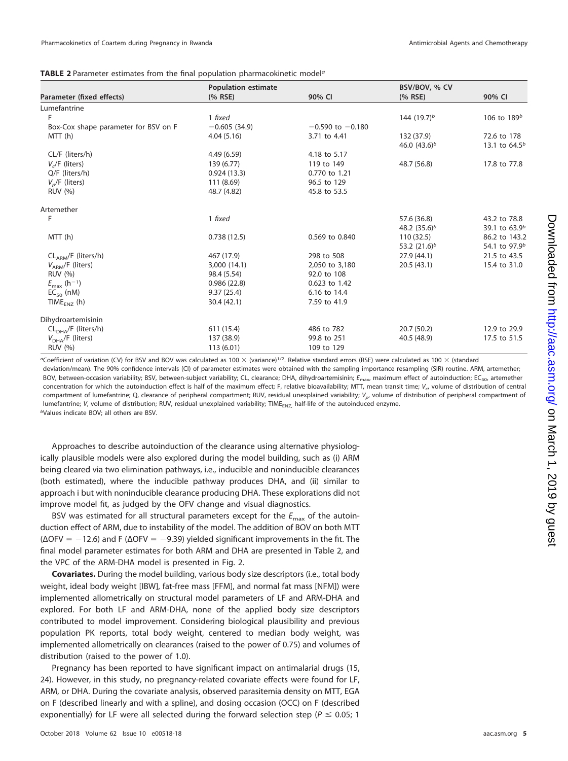**TABLE 2** Parameter estimates from the final population pharmacokinetic model[a]

| Parameter (fixed effects) | Population estimate (% RSE) | 90% CI | BSV/BOV, % CV (% RSE) | 90% CI |
|---|---|---|---|---|
| Lumefantrine | | | | |
| F | 1 *fixed* | | 144 (19.7)[b] | 106 to 189[b] |
| Box-Cox shape parameter for BSV on F | −0.605 (34.9) | −0.590 to −0.180 | | |
| MTT (h) | 4.04 (5.16) | 3.71 to 4.41 | 132 (37.9)<br>46.0 (43.6)[b] | 72.6 to 178<br>13.1 to 64.5[b] |
| CL/F (liters/h) | 4.49 (6.59) | 4.18 to 5.17 | | |
| $V_c$/F (liters) | 139 (6.77) | 119 to 149 | 48.7 (56.8) | 17.8 to 77.8 |
| Q/F (liters/h) | 0.924 (13.3) | 0.770 to 1.21 | | |
| $V_p$/F (liters) | 111 (8.69) | 96.5 to 129 | | |
| RUV (%) | 48.7 (4.82) | 45.8 to 53.5 | | |
| Artemether | | | | |
| F | 1 *fixed* | | 57.6 (36.8)<br>48.2 (35.6)[b] | 43.2 to 78.8<br>39.1 to 63.9[b] |
| MTT (h) | 0.738 (12.5) | 0.569 to 0.840 | 110 (32.5)<br>53.2 (21.6)[b] | 86.2 to 143.2<br>54.1 to 97.9[b] |
| $CL_{ARM}$/F (liters/h) | 467 (17.9) | 298 to 508 | 27.9 (44.1) | 21.5 to 43.5 |
| $V_{ARM}$/F (liters) | 3,000 (14.1) | 2,050 to 3,180 | 20.5 (43.1) | 15.4 to 31.0 |
| RUV (%) | 98.4 (5.54) | 92.0 to 108 | | |
| $E_{max}$ ($h^{-1}$) | 0.986 (22.8) | 0.623 to 1.42 | | |
| $EC_{50}$ (nM) | 9.37 (25.4) | 6.16 to 14.4 | | |
| $TIME_{ENZ}$ (h) | 30.4 (42.1) | 7.59 to 41.9 | | |
| Dihydroartemisinin | | | | |
| $CL_{DHA}$/F (liters/h) | 611 (15.4) | 486 to 782 | 20.7 (50.2) | 12.9 to 29.9 |
| $V_{DHA}$/F (liters) | 137 (38.9) | 99.8 to 251 | 40.5 (48.9) | 17.5 to 51.5 |
| RUV (%) | 113 (6.01) | 109 to 129 | | |

[a]Coefficient of variation (CV) for BSV and BOV was calculated as 100 × $(\text{variance})^{1/2}$. Relative standard errors (RSE) were calculated as 100 × (standard deviation/mean). The 90% confidence intervals (CI) of parameter estimates were obtained with the sampling importance resampling (SIR) routine. ARM, artemether; BOV, between-occasion variability; BSV, between-subject variability; CL, clearance; DHA, dihydroartemisinin; $E_{max}$, maximum effect of autoinduction; $EC_{50}$, artemether concentration for which the autoinduction effect is half of the maximum effect; F, relative bioavailability; MTT, mean transit time; $V_c$, volume of distribution of central compartment of lumefantrine; Q, clearance of peripheral compartment; RUV, residual unexplained variability; $V_p$, volume of distribution of peripheral compartment of lumefantrine; V, volume of distribution; RUV, residual unexplained variability; $TIME_{ENZ}$, half-life of the autoinduced enzyme.

[b]Values indicate BOV; all others are BSV.

Approaches to describe autoinduction of the clearance using alternative physiologically plausible models were also explored during the model building, such as (i) ARM being cleared via two elimination pathways, i.e., inducible and noninducible clearances (both estimated), where the inducible pathway produces DHA, and (ii) similar to approach i but with noninducible clearance producing DHA. These explorations did not improve model fit, as judged by the OFV change and visual diagnostics.

BSV was estimated for all structural parameters except for the $E_{max}$ of the autoinduction effect of ARM, due to instability of the model. The addition of BOV on both MTT ($\Delta$OFV = −12.6) and F ($\Delta$OFV = −9.39) yielded significant improvements in the fit. The final model parameter estimates for both ARM and DHA are presented in Table 2, and the VPC of the ARM-DHA model is presented in Fig. 2.

**Covariates.** During the model building, various body size descriptors (i.e., total body weight, ideal body weight [IBW], fat-free mass [FFM], and normal fat mass [NFM]) were implemented allometrically on structural model parameters of LF and ARM-DHA and explored. For both LF and ARM-DHA, none of the applied body size descriptors contributed to model improvement. Considering biological plausibility and previous population PK reports, total body weight, centered to median body weight, was implemented allometrically on clearances (raised to the power of 0.75) and volumes of distribution (raised to the power of 1.0).

Pregnancy has been reported to have significant impact on antimalarial drugs (15, 24). However, in this study, no pregnancy-related covariate effects were found for LF, ARM, or DHA. During the covariate analysis, observed parasitemia density on MTT, EGA on F (described linearly and with a spline), and dosing occasion (OCC) on F (described exponentially) for LF were all selected during the forward selection step ($P \leq 0.05$; 1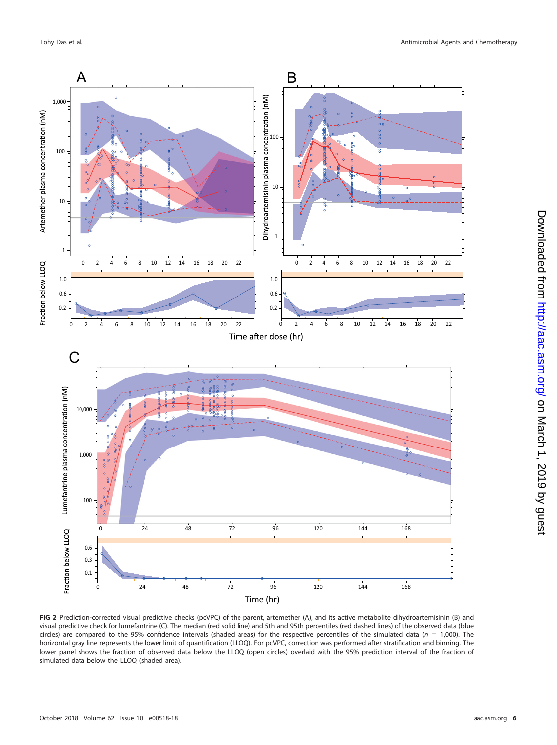**FIG 2** Prediction-corrected visual predictive checks (pcVPC) of the parent, artemether (A), and its active metabolite dihydroartemisinin (B) and visual predictive check for lumefantrine (C). The median (red solid line) and 5th and 95th percentiles (red dashed lines) of the observed data (blue circles) are compared to the 95% confidence intervals (shaded areas) for the respective percentiles of the simulated data ($n = 1{,}000$). The horizontal gray line represents the lower limit of quantification (LLOQ). For pcVPC, correction was performed after stratification and binning. The lower panel shows the fraction of observed data below the LLOQ (open circles) overlaid with the 95% prediction interval of the fraction of simulated data below the LLOQ (shaded area).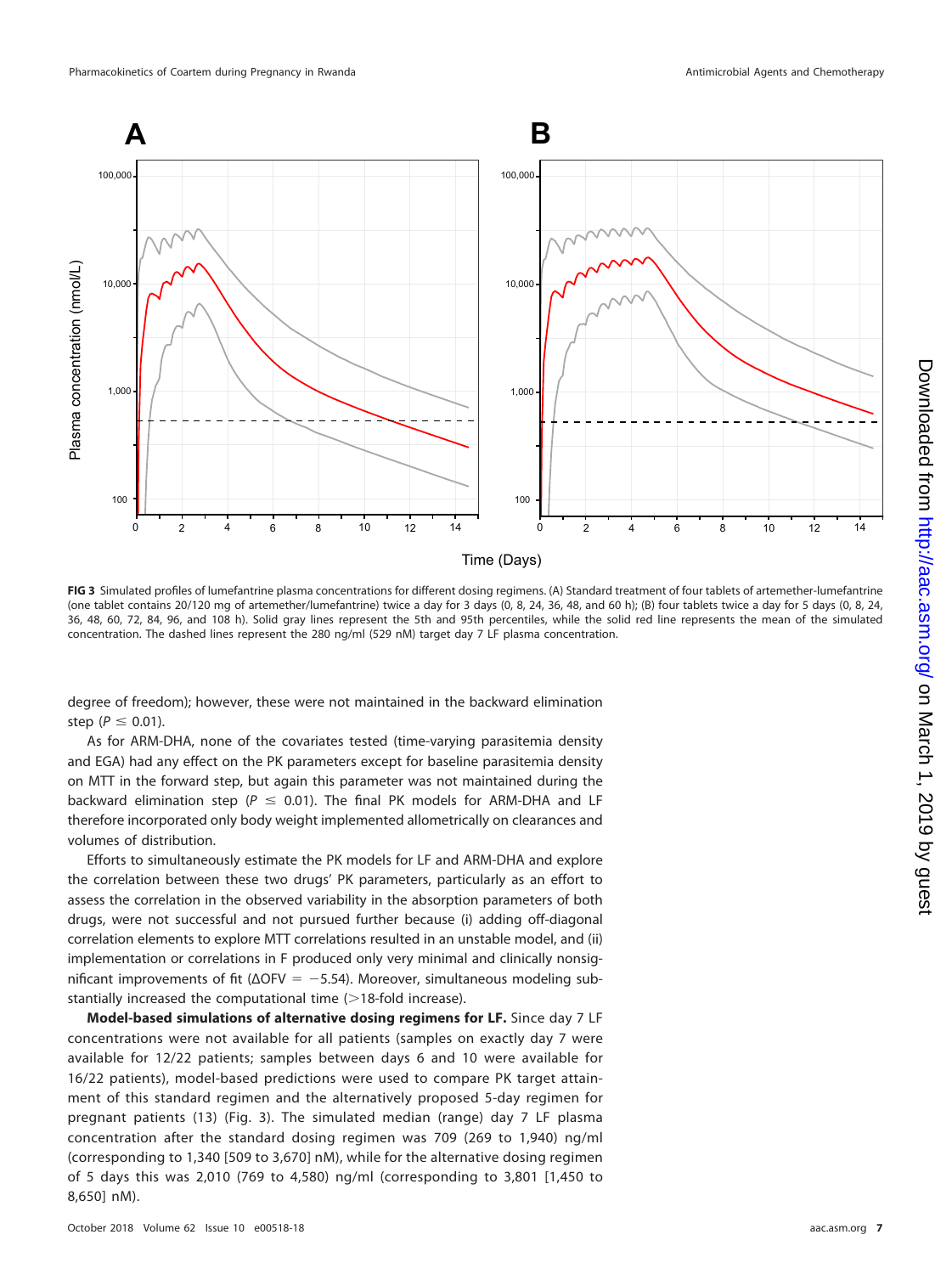FIG 3 Simulated profiles of lumefantrine plasma concentrations for different dosing regimens. (A) Standard treatment of four tablets of artemether-lumefantrine (one tablet contains 20/120 mg of artemether/lumefantrine) twice a day for 3 days (0, 8, 24, 36, 48, and 60 h); (B) four tablets twice a day for 5 days (0, 8, 24, 36, 48, 60, 72, 84, 96, and 108 h). Solid gray lines represent the 5th and 95th percentiles, while the solid red line represents the mean of the simulated concentration. The dashed lines represent the 280 ng/ml (529 nM) target day 7 LF plasma concentration.

degree of freedom); however, these were not maintained in the backward elimination step ($P \leq 0.01$).

As for ARM-DHA, none of the covariates tested (time-varying parasitemia density and EGA) had any effect on the PK parameters except for baseline parasitemia density on MTT in the forward step, but again this parameter was not maintained during the backward elimination step ($P \leq 0.01$). The final PK models for ARM-DHA and LF therefore incorporated only body weight implemented allometrically on clearances and volumes of distribution.

Efforts to simultaneously estimate the PK models for LF and ARM-DHA and explore the correlation between these two drugs' PK parameters, particularly as an effort to assess the correlation in the observed variability in the absorption parameters of both drugs, were not successful and not pursued further because (i) adding off-diagonal correlation elements to explore MTT correlations resulted in an unstable model, and (ii) implementation or correlations in F produced only very minimal and clinically nonsignificant improvements of fit ($\Delta$OFV $= -5.54$). Moreover, simultaneous modeling substantially increased the computational time (>18-fold increase).

**Model-based simulations of alternative dosing regimens for LF.** Since day 7 LF concentrations were not available for all patients (samples on exactly day 7 were available for 12/22 patients; samples between days 6 and 10 were available for 16/22 patients), model-based predictions were used to compare PK target attainment of this standard regimen and the alternatively proposed 5-day regimen for pregnant patients (13) (Fig. 3). The simulated median (range) day 7 LF plasma concentration after the standard dosing regimen was 709 (269 to 1,940) ng/ml (corresponding to 1,340 [509 to 3,670] nM), while for the alternative dosing regimen of 5 days this was 2,010 (769 to 4,580) ng/ml (corresponding to 3,801 [1,450 to 8,650] nM).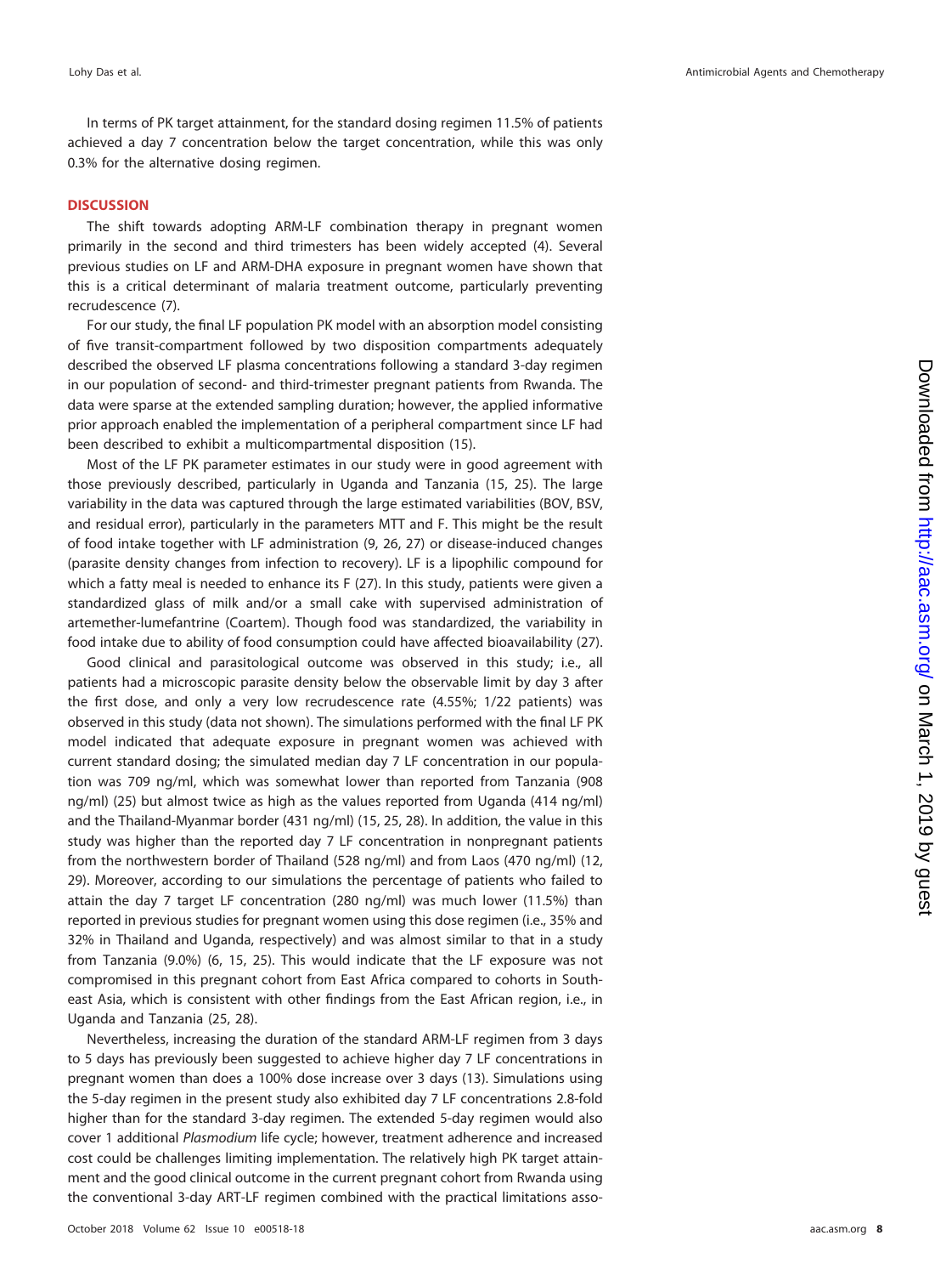In terms of PK target attainment, for the standard dosing regimen 11.5% of patients achieved a day 7 concentration below the target concentration, while this was only 0.3% for the alternative dosing regimen.

## DISCUSSION

The shift towards adopting ARM-LF combination therapy in pregnant women primarily in the second and third trimesters has been widely accepted (4). Several previous studies on LF and ARM-DHA exposure in pregnant women have shown that this is a critical determinant of malaria treatment outcome, particularly preventing recrudescence (7).

For our study, the final LF population PK model with an absorption model consisting of five transit-compartment followed by two disposition compartments adequately described the observed LF plasma concentrations following a standard 3-day regimen in our population of second- and third-trimester pregnant patients from Rwanda. The data were sparse at the extended sampling duration; however, the applied informative prior approach enabled the implementation of a peripheral compartment since LF had been described to exhibit a multicompartmental disposition (15).

Most of the LF PK parameter estimates in our study were in good agreement with those previously described, particularly in Uganda and Tanzania (15, 25). The large variability in the data was captured through the large estimated variabilities (BOV, BSV, and residual error), particularly in the parameters MTT and F. This might be the result of food intake together with LF administration (9, 26, 27) or disease-induced changes (parasite density changes from infection to recovery). LF is a lipophilic compound for which a fatty meal is needed to enhance its F (27). In this study, patients were given a standardized glass of milk and/or a small cake with supervised administration of artemether-lumefantrine (Coartem). Though food was standardized, the variability in food intake due to ability of food consumption could have affected bioavailability (27).

Good clinical and parasitological outcome was observed in this study; i.e., all patients had a microscopic parasite density below the observable limit by day 3 after the first dose, and only a very low recrudescence rate (4.55%; 1/22 patients) was observed in this study (data not shown). The simulations performed with the final LF PK model indicated that adequate exposure in pregnant women was achieved with current standard dosing; the simulated median day 7 LF concentration in our population was 709 ng/ml, which was somewhat lower than reported from Tanzania (908 ng/ml) (25) but almost twice as high as the values reported from Uganda (414 ng/ml) and the Thailand-Myanmar border (431 ng/ml) (15, 25, 28). In addition, the value in this study was higher than the reported day 7 LF concentration in nonpregnant patients from the northwestern border of Thailand (528 ng/ml) and from Laos (470 ng/ml) (12, 29). Moreover, according to our simulations the percentage of patients who failed to attain the day 7 target LF concentration (280 ng/ml) was much lower (11.5%) than reported in previous studies for pregnant women using this dose regimen (i.e., 35% and 32% in Thailand and Uganda, respectively) and was almost similar to that in a study from Tanzania (9.0%) (6, 15, 25). This would indicate that the LF exposure was not compromised in this pregnant cohort from East Africa compared to cohorts in Southeast Asia, which is consistent with other findings from the East African region, i.e., in Uganda and Tanzania (25, 28).

Nevertheless, increasing the duration of the standard ARM-LF regimen from 3 days to 5 days has previously been suggested to achieve higher day 7 LF concentrations in pregnant women than does a 100% dose increase over 3 days (13). Simulations using the 5-day regimen in the present study also exhibited day 7 LF concentrations 2.8-fold higher than for the standard 3-day regimen. The extended 5-day regimen would also cover 1 additional *Plasmodium* life cycle; however, treatment adherence and increased cost could be challenges limiting implementation. The relatively high PK target attainment and the good clinical outcome in the current pregnant cohort from Rwanda using the conventional 3-day ART-LF regimen combined with the practical limitations asso-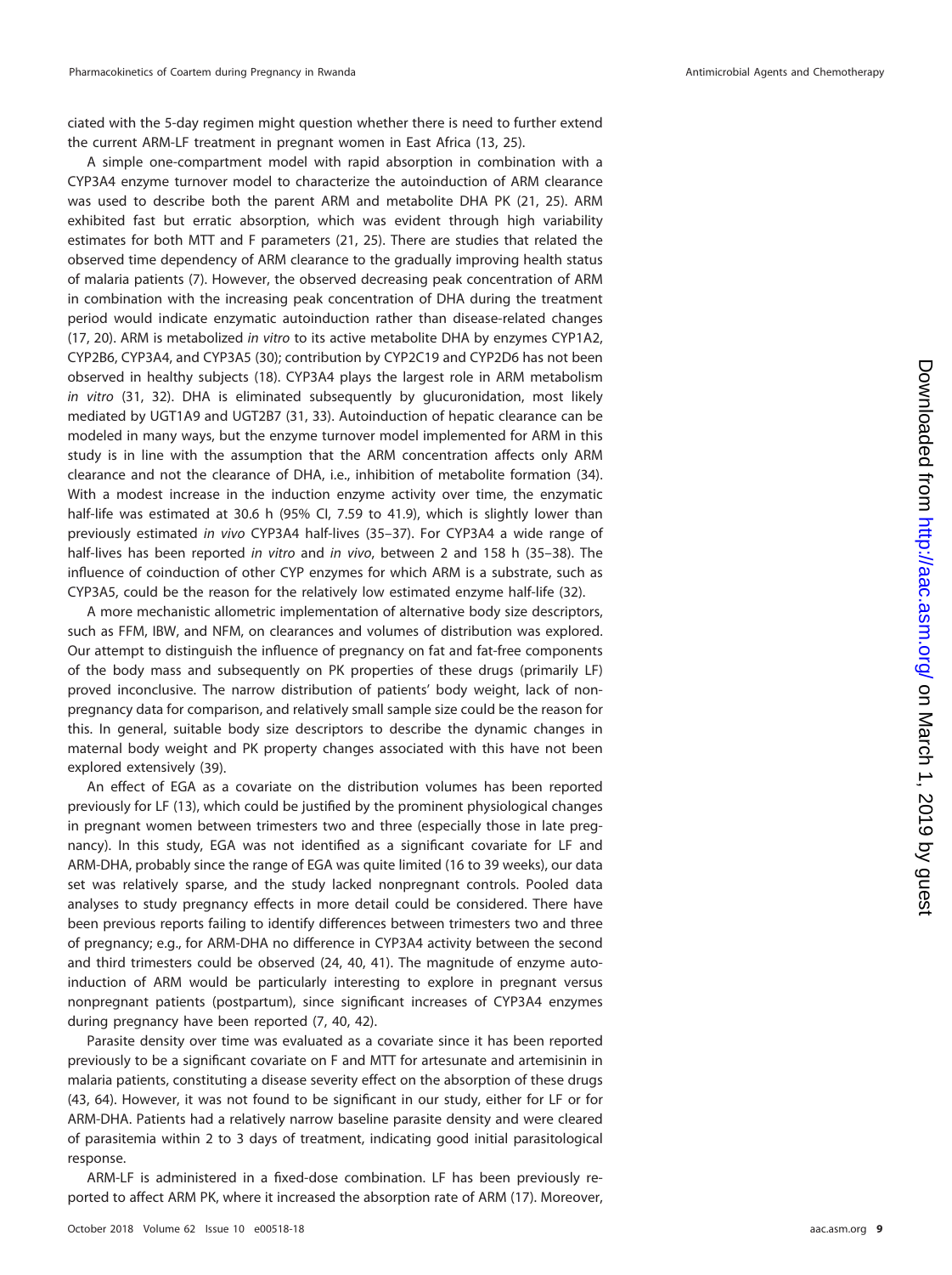ciated with the 5-day regimen might question whether there is need to further extend the current ARM-LF treatment in pregnant women in East Africa (13, 25).

A simple one-compartment model with rapid absorption in combination with a CYP3A4 enzyme turnover model to characterize the autoinduction of ARM clearance was used to describe both the parent ARM and metabolite DHA PK (21, 25). ARM exhibited fast but erratic absorption, which was evident through high variability estimates for both MTT and F parameters (21, 25). There are studies that related the observed time dependency of ARM clearance to the gradually improving health status of malaria patients (7). However, the observed decreasing peak concentration of ARM in combination with the increasing peak concentration of DHA during the treatment period would indicate enzymatic autoinduction rather than disease-related changes (17, 20). ARM is metabolized *in vitro* to its active metabolite DHA by enzymes CYP1A2, CYP2B6, CYP3A4, and CYP3A5 (30); contribution by CYP2C19 and CYP2D6 has not been observed in healthy subjects (18). CYP3A4 plays the largest role in ARM metabolism *in vitro* (31, 32). DHA is eliminated subsequently by glucuronidation, most likely mediated by UGT1A9 and UGT2B7 (31, 33). Autoinduction of hepatic clearance can be modeled in many ways, but the enzyme turnover model implemented for ARM in this study is in line with the assumption that the ARM concentration affects only ARM clearance and not the clearance of DHA, i.e., inhibition of metabolite formation (34). With a modest increase in the induction enzyme activity over time, the enzymatic half-life was estimated at 30.6 h (95% CI, 7.59 to 41.9), which is slightly lower than previously estimated *in vivo* CYP3A4 half-lives (35–37). For CYP3A4 a wide range of half-lives has been reported *in vitro* and *in vivo*, between 2 and 158 h (35–38). The influence of coinduction of other CYP enzymes for which ARM is a substrate, such as CYP3A5, could be the reason for the relatively low estimated enzyme half-life (32).

A more mechanistic allometric implementation of alternative body size descriptors, such as FFM, IBW, and NFM, on clearances and volumes of distribution was explored. Our attempt to distinguish the influence of pregnancy on fat and fat-free components of the body mass and subsequently on PK properties of these drugs (primarily LF) proved inconclusive. The narrow distribution of patients' body weight, lack of non-pregnancy data for comparison, and relatively small sample size could be the reason for this. In general, suitable body size descriptors to describe the dynamic changes in maternal body weight and PK property changes associated with this have not been explored extensively (39).

An effect of EGA as a covariate on the distribution volumes has been reported previously for LF (13), which could be justified by the prominent physiological changes in pregnant women between trimesters two and three (especially those in late pregnancy). In this study, EGA was not identified as a significant covariate for LF and ARM-DHA, probably since the range of EGA was quite limited (16 to 39 weeks), our data set was relatively sparse, and the study lacked nonpregnant controls. Pooled data analyses to study pregnancy effects in more detail could be considered. There have been previous reports failing to identify differences between trimesters two and three of pregnancy; e.g., for ARM-DHA no difference in CYP3A4 activity between the second and third trimesters could be observed (24, 40, 41). The magnitude of enzyme autoinduction of ARM would be particularly interesting to explore in pregnant versus nonpregnant patients (postpartum), since significant increases of CYP3A4 enzymes during pregnancy have been reported (7, 40, 42).

Parasite density over time was evaluated as a covariate since it has been reported previously to be a significant covariate on F and MTT for artesunate and artemisinin in malaria patients, constituting a disease severity effect on the absorption of these drugs (43, 64). However, it was not found to be significant in our study, either for LF or for ARM-DHA. Patients had a relatively narrow baseline parasite density and were cleared of parasitemia within 2 to 3 days of treatment, indicating good initial parasitological response.

ARM-LF is administered in a fixed-dose combination. LF has been previously reported to affect ARM PK, where it increased the absorption rate of ARM (17). Moreover,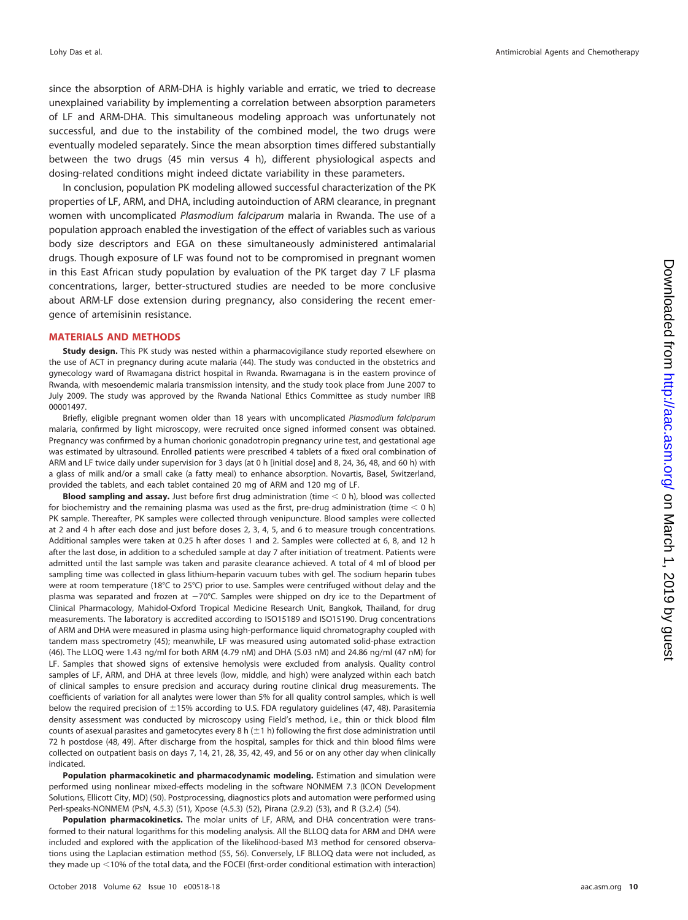since the absorption of ARM-DHA is highly variable and erratic, we tried to decrease unexplained variability by implementing a correlation between absorption parameters of LF and ARM-DHA. This simultaneous modeling approach was unfortunately not successful, and due to the instability of the combined model, the two drugs were eventually modeled separately. Since the mean absorption times differed substantially between the two drugs (45 min versus 4 h), different physiological aspects and dosing-related conditions might indeed dictate variability in these parameters.

In conclusion, population PK modeling allowed successful characterization of the PK properties of LF, ARM, and DHA, including autoinduction of ARM clearance, in pregnant women with uncomplicated *Plasmodium falciparum* malaria in Rwanda. The use of a population approach enabled the investigation of the effect of variables such as various body size descriptors and EGA on these simultaneously administered antimalarial drugs. Though exposure of LF was found not to be compromised in pregnant women in this East African study population by evaluation of the PK target day 7 LF plasma concentrations, larger, better-structured studies are needed to be more conclusive about ARM-LF dose extension during pregnancy, also considering the recent emergence of artemisinin resistance.

## MATERIALS AND METHODS

**Study design.** This PK study was nested within a pharmacovigilance study reported elsewhere on the use of ACT in pregnancy during acute malaria (44). The study was conducted in the obstetrics and gynecology ward of Rwamagana district hospital in Rwanda. Rwamagana is in the eastern province of Rwanda, with mesoendemic malaria transmission intensity, and the study took place from June 2007 to July 2009. The study was approved by the Rwanda National Ethics Committee as study number IRB 00001497.

Briefly, eligible pregnant women older than 18 years with uncomplicated *Plasmodium falciparum* malaria, confirmed by light microscopy, were recruited once signed informed consent was obtained. Pregnancy was confirmed by a human chorionic gonadotropin pregnancy urine test, and gestational age was estimated by ultrasound. Enrolled patients were prescribed 4 tablets of a fixed oral combination of ARM and LF twice daily under supervision for 3 days (at 0 h [initial dose] and 8, 24, 36, 48, and 60 h) with a glass of milk and/or a small cake (a fatty meal) to enhance absorption. Novartis, Basel, Switzerland, provided the tablets, and each tablet contained 20 mg of ARM and 120 mg of LF.

**Blood sampling and assay.** Just before first drug administration (time $< 0$ h), blood was collected for biochemistry and the remaining plasma was used as the first, pre-drug administration (time $< 0$ h) PK sample. Thereafter, PK samples were collected through venipuncture. Blood samples were collected at 2 and 4 h after each dose and just before doses 2, 3, 4, 5, and 6 to measure trough concentrations. Additional samples were taken at 0.25 h after doses 1 and 2. Samples were collected at 6, 8, and 12 h after the last dose, in addition to a scheduled sample at day 7 after initiation of treatment. Patients were admitted until the last sample was taken and parasite clearance achieved. A total of 4 ml of blood per sampling time was collected in glass lithium-heparin vacuum tubes with gel. The sodium heparin tubes were at room temperature (18°C to 25°C) prior to use. Samples were centrifuged without delay and the plasma was separated and frozen at −70°C. Samples were shipped on dry ice to the Department of Clinical Pharmacology, Mahidol-Oxford Tropical Medicine Research Unit, Bangkok, Thailand, for drug measurements. The laboratory is accredited according to ISO15189 and ISO15190. Drug concentrations of ARM and DHA were measured in plasma using high-performance liquid chromatography coupled with tandem mass spectrometry (45); meanwhile, LF was measured using automated solid-phase extraction (46). The LLOQ were 1.43 ng/ml for both ARM (4.79 nM) and DHA (5.03 nM) and 24.86 ng/ml (47 nM) for LF. Samples that showed signs of extensive hemolysis were excluded from analysis. Quality control samples of LF, ARM, and DHA at three levels (low, middle, and high) were analyzed within each batch of clinical samples to ensure precision and accuracy during routine clinical drug measurements. The coefficients of variation for all analytes were lower than 5% for all quality control samples, which is well below the required precision of ±15% according to U.S. FDA regulatory guidelines (47, 48). Parasitemia density assessment was conducted by microscopy using Field's method, i.e., thin or thick blood film counts of asexual parasites and gametocytes every 8 h (±1 h) following the first dose administration until 72 h postdose (48, 49). After discharge from the hospital, samples for thick and thin blood films were collected on outpatient basis on days 7, 14, 21, 28, 35, 42, 49, and 56 or on any other day when clinically indicated.

**Population pharmacokinetic and pharmacodynamic modeling.** Estimation and simulation were performed using nonlinear mixed-effects modeling in the software NONMEM 7.3 (ICON Development Solutions, Ellicott City, MD) (50). Postprocessing, diagnostics plots and automation were performed using Perl-speaks-NONMEM (PsN, 4.5.3) (51), Xpose (4.5.3) (52), Pirana (2.9.2) (53), and R (3.2.4) (54).

**Population pharmacokinetics.** The molar units of LF, ARM, and DHA concentration were transformed to their natural logarithms for this modeling analysis. All the BLLOQ data for ARM and DHA were included and explored with the application of the likelihood-based M3 method for censored observations using the Laplacian estimation method (55, 56). Conversely, LF BLLOQ data were not included, as they made up <10% of the total data, and the FOCEI (first-order conditional estimation with interaction)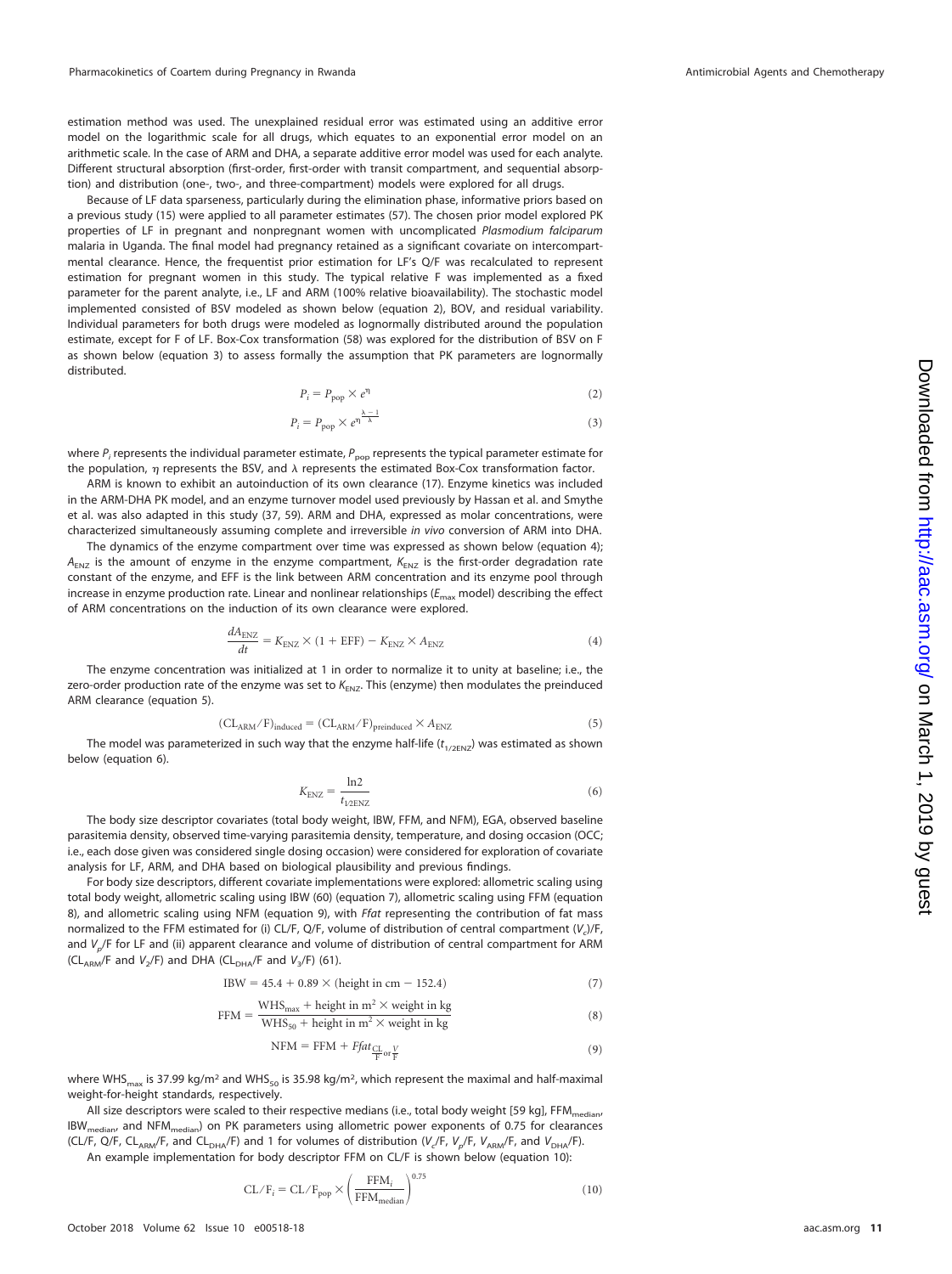estimation method was used. The unexplained residual error was estimated using an additive error model on the logarithmic scale for all drugs, which equates to an exponential error model on an arithmetic scale. In the case of ARM and DHA, a separate additive error model was used for each analyte. Different structural absorption (first-order, first-order with transit compartment, and sequential absorption) and distribution (one-, two-, and three-compartment) models were explored for all drugs.

Because of LF data sparseness, particularly during the elimination phase, informative priors based on a previous study (15) were applied to all parameter estimates (57). The chosen prior model explored PK properties of LF in pregnant and nonpregnant women with uncomplicated *Plasmodium falciparum* malaria in Uganda. The final model had pregnancy retained as a significant covariate on intercompartmental clearance. Hence, the frequentist prior estimation for LF's Q/F was recalculated to represent estimation for pregnant women in this study. The typical relative F was implemented as a fixed parameter for the parent analyte, i.e., LF and ARM (100% relative bioavailability). The stochastic model implemented consisted of BSV modeled as shown below (equation 2), BOV, and residual variability. Individual parameters for both drugs were modeled as lognormally distributed around the population estimate, except for F of LF. Box-Cox transformation (58) was explored for the distribution of BSV on F as shown below (equation 3) to assess formally the assumption that PK parameters are lognormally distributed.

$$P_i = P_{\text{pop}} \times e^{\eta} \tag{2}$$

$$P_i = P_{\text{pop}} \times e^{\eta^{\frac{\lambda - 1}{\lambda}}} \tag{3}$$

where $P_i$ represents the individual parameter estimate, $P_{\text{pop}}$ represents the typical parameter estimate for the population, $\eta$ represents the BSV, and $\lambda$ represents the estimated Box-Cox transformation factor.

ARM is known to exhibit an autoinduction of its own clearance (17). Enzyme kinetics was included in the ARM-DHA PK model, and an enzyme turnover model used previously by Hassan et al. and Smythe et al. was also adapted in this study (37, 59). ARM and DHA, expressed as molar concentrations, were characterized simultaneously assuming complete and irreversible *in vivo* conversion of ARM into DHA.

The dynamics of the enzyme compartment over time was expressed as shown below (equation 4); $A_{\text{ENZ}}$ is the amount of enzyme in the enzyme compartment, $K_{\text{ENZ}}$ is the first-order degradation rate constant of the enzyme, and EFF is the link between ARM concentration and its enzyme pool through increase in enzyme production rate. Linear and nonlinear relationships ($E_{\max}$ model) describing the effect of ARM concentrations on the induction of its own clearance were explored.

$$\frac{dA_{\text{ENZ}}}{dt} = K_{\text{ENZ}} \times (1 + \text{EFF}) - K_{\text{ENZ}} \times A_{\text{ENZ}} \tag{4}$$

The enzyme concentration was initialized at 1 in order to normalize it to unity at baseline; i.e., the zero-order production rate of the enzyme was set to $K_{\text{ENZ}}$. This (enzyme) then modulates the preinduced ARM clearance (equation 5).

$$(\text{CL}_{\text{ARM}}/\text{F})_{\text{induced}} = (\text{CL}_{\text{ARM}}/\text{F})_{\text{preinduced}} \times A_{\text{ENZ}} \tag{5}$$

The model was parameterized in such way that the enzyme half-life ($t_{1/2\text{ENZ}}$) was estimated as shown below (equation 6).

$$K_{\text{ENZ}} = \frac{\ln 2}{t_{1/2\text{ENZ}}} \tag{6}$$

The body size descriptor covariates (total body weight, IBW, FFM, and NFM), EGA, observed baseline parasitemia density, observed time-varying parasitemia density, temperature, and dosing occasion (OCC; i.e., each dose given was considered single dosing occasion) were considered for exploration of covariate analysis for LF, ARM, and DHA based on biological plausibility and previous findings.

For body size descriptors, different covariate implementations were explored: allometric scaling using total body weight, allometric scaling using IBW (60) (equation 7), allometric scaling using FFM (equation 8), and allometric scaling using NFM (equation 9), with *Ffat* representing the contribution of fat mass normalized to the FFM estimated for (i) CL/F, Q/F, volume of distribution of central compartment ($V_c$)/F, and $V_p$/F for LF and (ii) apparent clearance and volume of distribution of central compartment for ARM ($\text{CL}_{\text{ARM}}$/F and $V_2$/F) and DHA ($\text{CL}_{\text{DHA}}$/F and $V_3$/F) (61).

$$\text{IBW} = 45.4 + 0.89 \times (\text{height in cm} - 152.4) \tag{7}$$

$$\text{FFM} = \frac{\text{WHS}_{\max} + \text{height in m}^2 \times \text{weight in kg}}{\text{WHS}_{50} + \text{height in m}^2 \times \text{weight in kg}} \tag{8}$$

$$\text{NFM} = \text{FFM} + Ffat_{\frac{\text{CL}}{\text{F}} \text{or} \frac{V}{\text{F}}} \tag{9}$$

where $\text{WHS}_{\max}$ is 37.99 kg/m² and $\text{WHS}_{50}$ is 35.98 kg/m², which represent the maximal and half-maximal weight-for-height standards, respectively.

All size descriptors were scaled to their respective medians (i.e., total body weight [59 kg], $\text{FFM}_{\text{median}}$, $\text{IBW}_{\text{median}}$, and $\text{NFM}_{\text{median}}$) on PK parameters using allometric power exponents of 0.75 for clearances (CL/F, Q/F, $\text{CL}_{\text{ARM}}$/F, and $\text{CL}_{\text{DHA}}$/F) and 1 for volumes of distribution ($V_c$/F, $V_p$/F, $V_{\text{ARM}}$/F, and $V_{\text{DHA}}$/F).

An example implementation for body descriptor FFM on CL/F is shown below (equation 10):

$$\text{CL}/\text{F}_i = \text{CL}/\text{F}_{\text{pop}} \times \left(\frac{\text{FFM}_i}{\text{FFM}_{\text{median}}}\right)^{0.75} \tag{10}$$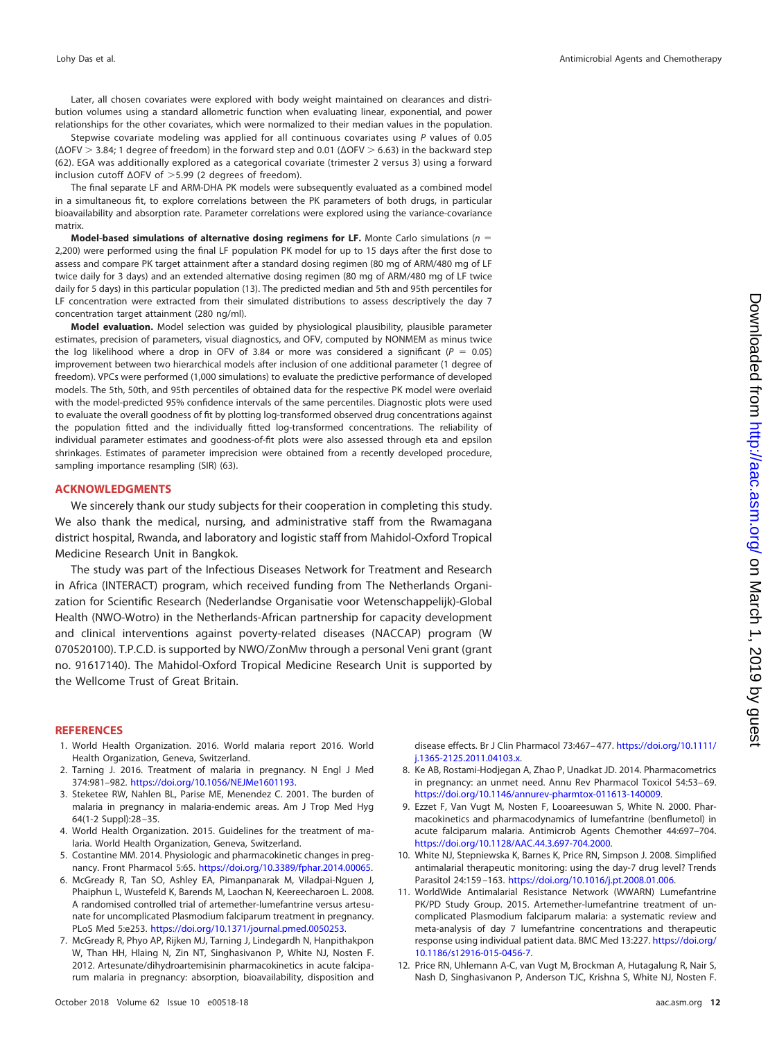Later, all chosen covariates were explored with body weight maintained on clearances and distribution volumes using a standard allometric function when evaluating linear, exponential, and power relationships for the other covariates, which were normalized to their median values in the population.

Stepwise covariate modeling was applied for all continuous covariates using *P* values of 0.05 ($\Delta$OFV $>$ 3.84; 1 degree of freedom) in the forward step and 0.01 ($\Delta$OFV $>$ 6.63) in the backward step (62). EGA was additionally explored as a categorical covariate (trimester 2 versus 3) using a forward inclusion cutoff $\Delta$OFV of $>$5.99 (2 degrees of freedom).

The final separate LF and ARM-DHA PK models were subsequently evaluated as a combined model in a simultaneous fit, to explore correlations between the PK parameters of both drugs, in particular bioavailability and absorption rate. Parameter correlations were explored using the variance-covariance matrix.

**Model-based simulations of alternative dosing regimens for LF.** Monte Carlo simulations (*n* = 2,200) were performed using the final LF population PK model for up to 15 days after the first dose to assess and compare PK target attainment after a standard dosing regimen (80 mg of ARM/480 mg of LF twice daily for 3 days) and an extended alternative dosing regimen (80 mg of ARM/480 mg of LF twice daily for 5 days) in this particular population (13). The predicted median and 5th and 95th percentiles for LF concentration were extracted from their simulated distributions to assess descriptively the day 7 concentration target attainment (280 ng/ml).

**Model evaluation.** Model selection was guided by physiological plausibility, plausible parameter estimates, precision of parameters, visual diagnostics, and OFV, computed by NONMEM as minus twice the log likelihood where a drop in OFV of 3.84 or more was considered a significant (*P* = 0.05) improvement between two hierarchical models after inclusion of one additional parameter (1 degree of freedom). VPCs were performed (1,000 simulations) to evaluate the predictive performance of developed models. The 5th, 50th, and 95th percentiles of obtained data for the respective PK model were overlaid with the model-predicted 95% confidence intervals of the same percentiles. Diagnostic plots were used to evaluate the overall goodness of fit by plotting log-transformed observed drug concentrations against the population fitted and the individually fitted log-transformed concentrations. The reliability of individual parameter estimates and goodness-of-fit plots were also assessed through eta and epsilon shrinkages. Estimates of parameter imprecision were obtained from a recently developed procedure, sampling importance resampling (SIR) (63).

## ACKNOWLEDGMENTS

We sincerely thank our study subjects for their cooperation in completing this study. We also thank the medical, nursing, and administrative staff from the Rwamagana district hospital, Rwanda, and laboratory and logistic staff from Mahidol-Oxford Tropical Medicine Research Unit in Bangkok.

The study was part of the Infectious Diseases Network for Treatment and Research in Africa (INTERACT) program, which received funding from The Netherlands Organization for Scientific Research (Nederlandse Organisatie voor Wetenschappelijk)-Global Health (NWO-Wotro) in the Netherlands-African partnership for capacity development and clinical interventions against poverty-related diseases (NACCAP) program (W 070520100). T.P.C.D. is supported by NWO/ZonMw through a personal Veni grant (grant no. 91617140). The Mahidol-Oxford Tropical Medicine Research Unit is supported by the Wellcome Trust of Great Britain.

## REFERENCES

1. World Health Organization. 2016. World malaria report 2016. World Health Organization, Geneva, Switzerland.
2. Tarning J. 2016. Treatment of malaria in pregnancy. N Engl J Med 374:981–982. https://doi.org/10.1056/NEJMe1601193.
3. Steketee RW, Nahlen BL, Parise ME, Menendez C. 2001. The burden of malaria in pregnancy in malaria-endemic areas. Am J Trop Med Hyg 64(1-2 Suppl):28–35.
4. World Health Organization. 2015. Guidelines for the treatment of malaria. World Health Organization, Geneva, Switzerland.
5. Costantine MM. 2014. Physiologic and pharmacokinetic changes in pregnancy. Front Pharmacol 5:65. https://doi.org/10.3389/fphar.2014.00065.
6. McGready R, Tan SO, Ashley EA, Pimanpanarak M, Viladpai-Nguen J, Phaiphun L, Wustefeld K, Barends M, Laochan N, Keereecharoen L. 2008. A randomised controlled trial of artemether-lumefantrine versus artesunate for uncomplicated Plasmodium falciparum treatment in pregnancy. PLoS Med 5:e253. https://doi.org/10.1371/journal.pmed.0050253.
7. McGready R, Phyo AP, Rijken MJ, Tarning J, Lindegardh N, Hanpithakpon W, Than HH, Hlaing N, Zin NT, Singhasivanon P, White NJ, Nosten F. 2012. Artesunate/dihydroartemisinin pharmacokinetics in acute falciparum malaria in pregnancy: absorption, bioavailability, disposition and disease effects. Br J Clin Pharmacol 73:467–477. https://doi.org/10.1111/j.1365-2125.2011.04103.x.
8. Ke AB, Rostami-Hodjegan A, Zhao P, Unadkat JD. 2014. Pharmacometrics in pregnancy: an unmet need. Annu Rev Pharmacol Toxicol 54:53–69. https://doi.org/10.1146/annurev-pharmtox-011613-140009.
9. Ezzet F, Van Vugt M, Nosten F, Looareesuwan S, White N. 2000. Pharmacokinetics and pharmacodynamics of lumefantrine (benflumetol) in acute falciparum malaria. Antimicrob Agents Chemother 44:697–704. https://doi.org/10.1128/AAC.44.3.697-704.2000.
10. White NJ, Stepniewska K, Barnes K, Price RN, Simpson J. 2008. Simplified antimalarial therapeutic monitoring: using the day-7 drug level? Trends Parasitol 24:159–163. https://doi.org/10.1016/j.pt.2008.01.006.
11. WorldWide Antimalarial Resistance Network (WWARN) Lumefantrine PK/PD Study Group. 2015. Artemether-lumefantrine treatment of uncomplicated Plasmodium falciparum malaria: a systematic review and meta-analysis of day 7 lumefantrine concentrations and therapeutic response using individual patient data. BMC Med 13:227. https://doi.org/10.1186/s12916-015-0456-7.
12. Price RN, Uhlemann A-C, van Vugt M, Brockman A, Hutagalung R, Nair S, Nash D, Singhasivanon P, Anderson TJC, Krishna S, White NJ, Nosten F.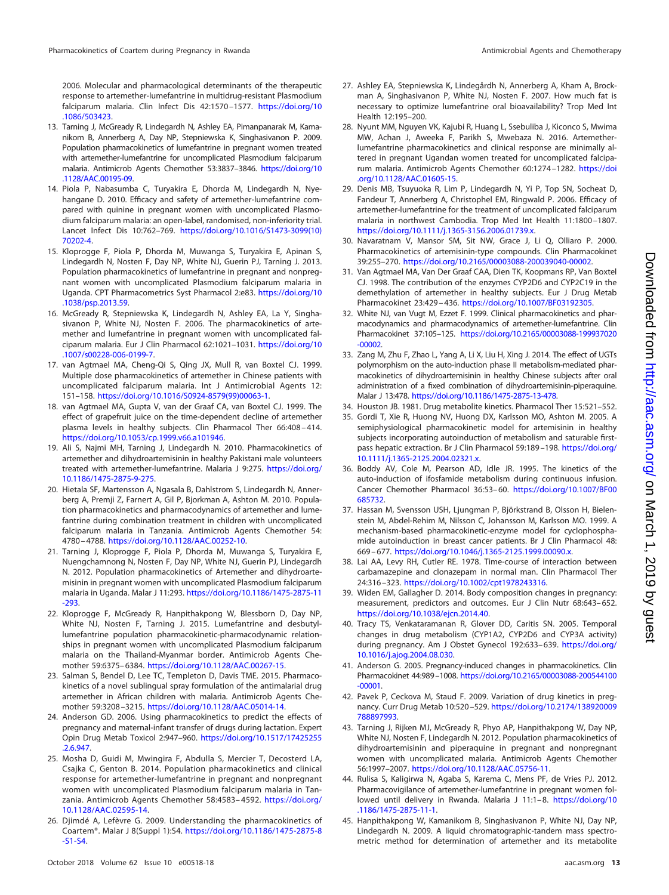2006. Molecular and pharmacological determinants of the therapeutic response to artemether-lumefantrine in multidrug-resistant Plasmodium falciparum malaria. Clin Infect Dis 42:1570–1577. https://doi.org/10.1086/503423.

13. Tarning J, McGready R, Lindegardh N, Ashley EA, Pimanpanarak M, Kamanikom B, Annerberg A, Day NP, Stepniewska K, Singhasivanon P. 2009. Population pharmacokinetics of lumefantrine in pregnant women treated with artemether-lumefantrine for uncomplicated Plasmodium falciparum malaria. Antimicrob Agents Chemother 53:3837–3846. https://doi.org/10.1128/AAC.00195-09.
14. Piola P, Nabasumba C, Turyakira E, Dhorda M, Lindegardh N, Nyehangane D. 2010. Efficacy and safety of artemether-lumefantrine compared with quinine in pregnant women with uncomplicated Plasmodium falciparum malaria: an open-label, randomised, non-inferiority trial. Lancet Infect Dis 10:762–769. https://doi.org/10.1016/S1473-3099(10)70202-4.
15. Kloprogge F, Piola P, Dhorda M, Muwanga S, Turyakira E, Apinan S, Lindegardh N, Nosten F, Day NP, White NJ, Guerin PJ, Tarning J. 2013. Population pharmacokinetics of lumefantrine in pregnant and nonpregnant women with uncomplicated Plasmodium falciparum malaria in Uganda. CPT Pharmacometrics Syst Pharmacol 2:e83. https://doi.org/10.1038/psp.2013.59.
16. McGready R, Stepniewska K, Lindegardh N, Ashley EA, La Y, Singhasivanon P, White NJ, Nosten F. 2006. The pharmacokinetics of artemether and lumefantrine in pregnant women with uncomplicated falciparum malaria. Eur J Clin Pharmacol 62:1021–1031. https://doi.org/10.1007/s00228-006-0199-7.
17. van Agtmael MA, Cheng-Qi S, Qing JX, Mull R, van Boxtel CJ. 1999. Multiple dose pharmacokinetics of artemether in Chinese patients with uncomplicated falciparum malaria. Int J Antimicrobial Agents 12:151–158. https://doi.org/10.1016/S0924-8579(99)00063-1.
18. van Agtmael MA, Gupta V, van der Graaf CA, van Boxtel CJ. 1999. The effect of grapefruit juice on the time-dependent decline of artemether plasma levels in healthy subjects. Clin Pharmacol Ther 66:408–414. https://doi.org/10.1053/cp.1999.v66.a101946.
19. Ali S, Najmi MH, Tarning J, Lindegardh N. 2010. Pharmacokinetics of artemether and dihydroartemisinin in healthy Pakistani male volunteers treated with artemether-lumefantrine. Malaria J 9:275. https://doi.org/10.1186/1475-2875-9-275.
20. Hietala SF, Martensson A, Ngasala B, Dahlstrom S, Lindegardh N, Annerberg A, Premji Z, Farnert A, Gil P, Bjorkman A, Ashton M. 2010. Population pharmacokinetics and pharmacodynamics of artemether and lumefantrine during combination treatment in children with uncomplicated falciparum malaria in Tanzania. Antimicrob Agents Chemother 54:4780–4788. https://doi.org/10.1128/AAC.00252-10.
21. Tarning J, Kloprogge F, Piola P, Dhorda M, Muwanga S, Turyakira E, Nuengchamnong N, Nosten F, Day NP, White NJ, Guerin PJ, Lindegardh N. 2012. Population pharmacokinetics of Artemether and dihydroartemisinin in pregnant women with uncomplicated Plasmodium falciparum malaria in Uganda. Malar J 11:293. https://doi.org/10.1186/1475-2875-11-293.
22. Kloprogge F, McGready R, Hanpithakpong W, Blessborn D, Day NP, White NJ, Nosten F, Tarning J. 2015. Lumefantrine and desbutyl-lumefantrine population pharmacokinetic-pharmacodynamic relationships in pregnant women with uncomplicated Plasmodium falciparum malaria on the Thailand-Myanmar border. Antimicrob Agents Chemother 59:6375–6384. https://doi.org/10.1128/AAC.00267-15.
23. Salman S, Bendel D, Lee TC, Templeton D, Davis TME. 2015. Pharmacokinetics of a novel sublingual spray formulation of the antimalarial drug artemether in African children with malaria. Antimicrob Agents Chemother 59:3208–3215. https://doi.org/10.1128/AAC.05014-14.
24. Anderson GD. 2006. Using pharmacokinetics to predict the effects of pregnancy and maternal-infant transfer of drugs during lactation. Expert Opin Drug Metab Toxicol 2:947–960. https://doi.org/10.1517/17425255.2.6.947.
25. Mosha D, Guidi M, Mwingira F, Abdulla S, Mercier T, Decosterd LA, Csajka C, Genton B. 2014. Population pharmacokinetics and clinical response for artemether-lumefantrine in pregnant and nonpregnant women with uncomplicated Plasmodium falciparum malaria in Tanzania. Antimicrob Agents Chemother 58:4583–4592. https://doi.org/10.1128/AAC.02595-14.
26. Djimdé A, Lefèvre G. 2009. Understanding the pharmacokinetics of Coartem®. Malar J 8(Suppl 1):S4. https://doi.org/10.1186/1475-2875-8-S1-S4.
27. Ashley EA, Stepniewska K, Lindegårdh N, Annerberg A, Kham A, Brockman A, Singhasivanon P, White NJ, Nosten F. 2007. How much fat is necessary to optimize lumefantrine oral bioavailability? Trop Med Int Health 12:195–200.
28. Nyunt MM, Nguyen VK, Kajubi R, Huang L, Ssebuliba J, Kiconco S, Mwima MW, Achan J, Aweeka F, Parikh S, Mwebaza N. 2016. Artemether-lumefantrine pharmacokinetics and clinical response are minimally altered in pregnant Ugandan women treated for uncomplicated falciparum malaria. Antimicrob Agents Chemother 60:1274–1282. https://doi.org/10.1128/AAC.01605-15.
29. Denis MB, Tsuyuoka R, Lim P, Lindegardh N, Yi P, Top SN, Socheat D, Fandeur T, Annerberg A, Christophel EM, Ringwald P. 2006. Efficacy of artemether-lumefantrine for the treatment of uncomplicated falciparum malaria in northwest Cambodia. Trop Med Int Health 11:1800–1807. https://doi.org/10.1111/j.1365-3156.2006.01739.x.
30. Navaratnam V, Mansor SM, Sit NW, Grace J, Li Q, Olliaro P. 2000. Pharmacokinetics of artemisinin-type compounds. Clin Pharmacokinet 39:255–270. https://doi.org/10.2165/00003088-200039040-00002.
31. Van Agtmael MA, Van Der Graaf CAA, Dien TK, Koopmans RP, Van Boxtel CJ. 1998. The contribution of the enzymes CYP2D6 and CYP2C19 in the demethylation of artemether in healthy subjects. Eur J Drug Metab Pharmacokinet 23:429–436. https://doi.org/10.1007/BF03192305.
32. White NJ, van Vugt M, Ezzet F. 1999. Clinical pharmacokinetics and pharmacodynamics of artemether-lumefantrine. Clin Pharmacokinet 37:105–125. https://doi.org/10.2165/00003088-199937020-00002.
33. Zang M, Zhu F, Zhao L, Yang A, Li X, Liu H, Xing J. 2014. The effect of UGTs polymorphism on the auto-induction phase II metabolism-mediated pharmacokinetics of dihydroartemisinin in healthy Chinese subjects after oral administration of a fixed combination of dihydroartemisinin-piperaquine. Malar J 13:478. https://doi.org/10.1186/1475-2875-13-478.
34. Houston JB. 1981. Drug metabolite kinetics. Pharmacol Ther 15:521–552.
35. Gordi T, Xie R, Huong NV, Huong DX, Karlsson MO, Ashton M. 2005. A semiphysiological pharmacokinetic model for artemisinin in healthy subjects incorporating autoinduction of metabolism and saturable first-pass hepatic extraction. Br J Clin Pharmacol 59:189–198. https://doi.org/10.1111/j.1365-2125.2004.02321.x.
36. Boddy AV, Cole M, Pearson AD, Idle JR. 1995. The kinetics of the auto-induction of ifosfamide metabolism during continuous infusion. Cancer Chemother Pharmacol 36:53–60. https://doi.org/10.1007/BF00685732.
37. Hassan M, Svensson USH, Ljungman P, Björkstrand B, Olsson H, Bielenstein M, Abdel-Rehim M, Nilsson C, Johansson M, Karlsson MO. 1999. A mechanism-based pharmacokinetic-enzyme model for cyclophosphamide autoinduction in breast cancer patients. Br J Clin Pharmacol 48:669–677. https://doi.org/10.1046/j.1365-2125.1999.00090.x.
38. Lai AA, Levy RH, Cutler RE. 1978. Time-course of interaction between carbamazepine and clonazepam in normal man. Clin Pharmacol Ther 24:316–323. https://doi.org/10.1002/cpt1978243316.
39. Widen EM, Gallagher D. 2014. Body composition changes in pregnancy: measurement, predictors and outcomes. Eur J Clin Nutr 68:643–652. https://doi.org/10.1038/ejcn.2014.40.
40. Tracy TS, Venkataramanan R, Glover DD, Caritis SN. 2005. Temporal changes in drug metabolism (CYP1A2, CYP2D6 and CYP3A activity) during pregnancy. Am J Obstet Gynecol 192:633–639. https://doi.org/10.1016/j.ajog.2004.08.030.
41. Anderson G. 2005. Pregnancy-induced changes in pharmacokinetics. Clin Pharmacokinet 44:989–1008. https://doi.org/10.2165/00003088-200544100-00001.
42. Pavek P, Ceckova M, Staud F. 2009. Variation of drug kinetics in pregnancy. Curr Drug Metab 10:520–529. https://doi.org/10.2174/138920009788897993.
43. Tarning J, Rijken MJ, McGready R, Phyo AP, Hanpithakpong W, Day NP, White NJ, Nosten F, Lindegardh N. 2012. Population pharmacokinetics of dihydroartemisinin and piperaquine in pregnant and nonpregnant women with uncomplicated malaria. Antimicrob Agents Chemother 56:1997–2007. https://doi.org/10.1128/AAC.05756-11.
44. Rulisa S, Kaligirwa N, Agaba S, Karema C, Mens PF, de Vries PJ. 2012. Pharmacovigilance of artemether-lumefantrine in pregnant women followed until delivery in Rwanda. Malaria J 11:1–8. https://doi.org/10.1186/1475-2875-11-1.
45. Hanpithakpong W, Kamanikom B, Singhasivanon P, White NJ, Day NP, Lindegardh N. 2009. A liquid chromatographic-tandem mass spectrometric method for determination of artemether and its metabolite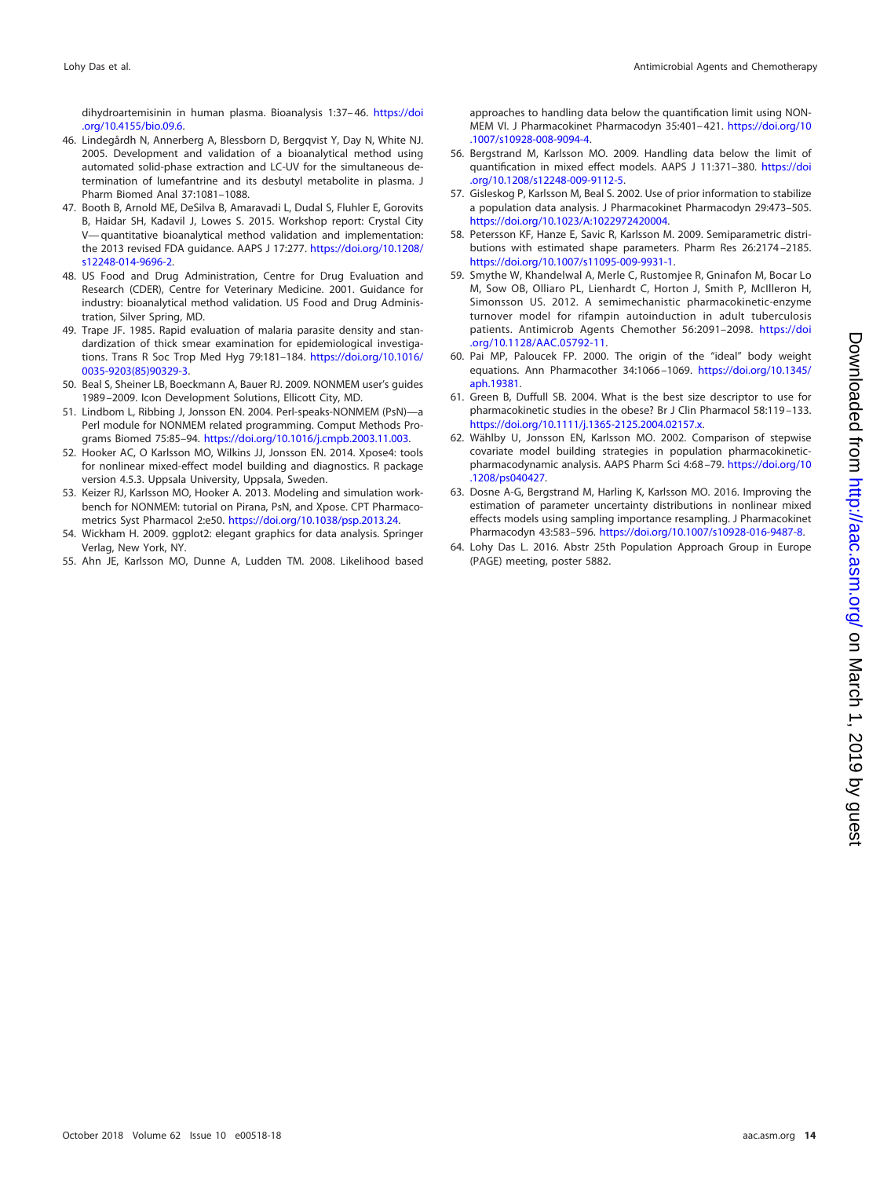dihydroartemisinin in human plasma. Bioanalysis 1:37–46. https://doi.org/10.4155/bio.09.6.

46. Lindegårdh N, Annerberg A, Blessborn D, Bergqvist Y, Day N, White NJ. 2005. Development and validation of a bioanalytical method using automated solid-phase extraction and LC-UV for the simultaneous determination of lumefantrine and its desbutyl metabolite in plasma. J Pharm Biomed Anal 37:1081–1088.
47. Booth B, Arnold ME, DeSilva B, Amaravadi L, Dudal S, Fluhler E, Gorovits B, Haidar SH, Kadavil J, Lowes S. 2015. Workshop report: Crystal City V—quantitative bioanalytical method validation and implementation: the 2013 revised FDA guidance. AAPS J 17:277. https://doi.org/10.1208/s12248-014-9696-2.
48. US Food and Drug Administration, Centre for Drug Evaluation and Research (CDER), Centre for Veterinary Medicine. 2001. Guidance for industry: bioanalytical method validation. US Food and Drug Administration, Silver Spring, MD.
49. Trape JF. 1985. Rapid evaluation of malaria parasite density and standardization of thick smear examination for epidemiological investigations. Trans R Soc Trop Med Hyg 79:181–184. https://doi.org/10.1016/0035-9203(85)90329-3.
50. Beal S, Sheiner LB, Boeckmann A, Bauer RJ. 2009. NONMEM user's guides 1989–2009. Icon Development Solutions, Ellicott City, MD.
51. Lindbom L, Ribbing J, Jonsson EN. 2004. Perl-speaks-NONMEM (PsN)—a Perl module for NONMEM related programming. Comput Methods Programs Biomed 75:85–94. https://doi.org/10.1016/j.cmpb.2003.11.003.
52. Hooker AC, O Karlsson MO, Wilkins JJ, Jonsson EN. 2014. Xpose4: tools for nonlinear mixed-effect model building and diagnostics. R package version 4.5.3. Uppsala University, Uppsala, Sweden.
53. Keizer RJ, Karlsson MO, Hooker A. 2013. Modeling and simulation workbench for NONMEM: tutorial on Pirana, PsN, and Xpose. CPT Pharmacometrics Syst Pharmacol 2:e50. https://doi.org/10.1038/psp.2013.24.
54. Wickham H. 2009. ggplot2: elegant graphics for data analysis. Springer Verlag, New York, NY.
55. Ahn JE, Karlsson MO, Dunne A, Ludden TM. 2008. Likelihood based approaches to handling data below the quantification limit using NONMEM VI. J Pharmacokinet Pharmacodyn 35:401–421. https://doi.org/10.1007/s10928-008-9094-4.
56. Bergstrand M, Karlsson MO. 2009. Handling data below the limit of quantification in mixed effect models. AAPS J 11:371–380. https://doi.org/10.1208/s12248-009-9112-5.
57. Gisleskog P, Karlsson M, Beal S. 2002. Use of prior information to stabilize a population data analysis. J Pharmacokinet Pharmacodyn 29:473–505. https://doi.org/10.1023/A:1022972420004.
58. Petersson KF, Hanze E, Savic R, Karlsson M. 2009. Semiparametric distributions with estimated shape parameters. Pharm Res 26:2174–2185. https://doi.org/10.1007/s11095-009-9931-1.
59. Smythe W, Khandelwal A, Merle C, Rustomjee R, Gninafon M, Bocar Lo M, Sow OB, Olliaro PL, Lienhardt C, Horton J, Smith P, McIlleron H, Simonsson US. 2012. A semimechanistic pharmacokinetic-enzyme turnover model for rifampin autoinduction in adult tuberculosis patients. Antimicrob Agents Chemother 56:2091–2098. https://doi.org/10.1128/AAC.05792-11.
60. Pai MP, Paloucek FP. 2000. The origin of the "ideal" body weight equations. Ann Pharmacother 34:1066–1069. https://doi.org/10.1345/aph.19381.
61. Green B, Duffull SB. 2004. What is the best size descriptor to use for pharmacokinetic studies in the obese? Br J Clin Pharmacol 58:119–133. https://doi.org/10.1111/j.1365-2125.2004.02157.x.
62. Wählby U, Jonsson EN, Karlsson MO. 2002. Comparison of stepwise covariate model building strategies in population pharmacokinetic-pharmacodynamic analysis. AAPS Pharm Sci 4:68–79. https://doi.org/10.1208/ps040427.
63. Dosne A-G, Bergstrand M, Harling K, Karlsson MO. 2016. Improving the estimation of parameter uncertainty distributions in nonlinear mixed effects models using sampling importance resampling. J Pharmacokinet Pharmacodyn 43:583–596. https://doi.org/10.1007/s10928-016-9487-8.
64. Lohy Das L. 2016. Abstr 25th Population Approach Group in Europe (PAGE) meeting, poster 5882.